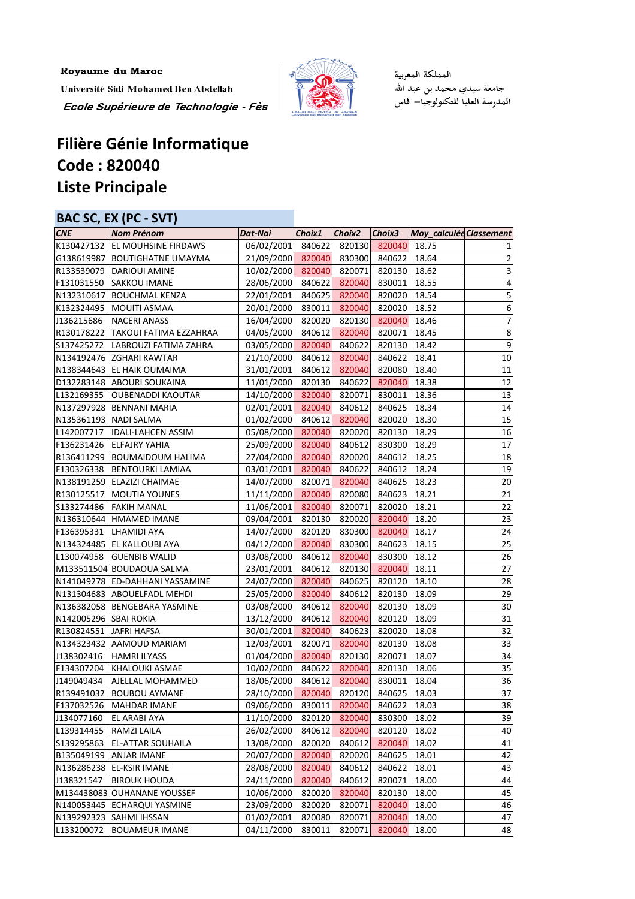Royaume du Maroc

Université Sidi Mohamed Ben Abdellah

*Ecole Supérieure de Technologie - Fès*

المملكة المغربية

جامعة سيدي محمد بن عبد الله

المدرسة العليا للتكنولوجيا– فاس

# Filière Génie Informatique
# Code : 820040
# Liste Principale

## BAC SC, EX (PC - SVT)

| CNE | Nom Prénom | Dat-Nai | Choix1 | Choix2 | Choix3 | Moy_calculée | Classement |
|---|---|---|---|---|---|---|---|
| K130427132 | EL MOUHSINE FIRDAWS | 06/02/2001 | 840622 | 820130 | 820040 | 18.75 | 1 |
| G138619987 | BOUTIGHATNE UMAYMA | 21/09/2000 | 820040 | 830300 | 840622 | 18.64 | 2 |
| R133539079 | DARIOUI AMINE | 10/02/2000 | 820040 | 820071 | 820130 | 18.62 | 3 |
| F131031550 | SAKKOU IMANE | 28/06/2000 | 840622 | 820040 | 830011 | 18.55 | 4 |
| N132310617 | BOUCHMAL KENZA | 22/01/2001 | 840625 | 820040 | 820020 | 18.54 | 5 |
| K132324495 | MOUITI ASMAA | 20/01/2000 | 830011 | 820040 | 820020 | 18.52 | 6 |
| J136215686 | NACERI ANASS | 16/04/2000 | 820020 | 820130 | 820040 | 18.46 | 7 |
| R130178222 | TAKOUI FATIMA EZZAHRAA | 04/05/2000 | 840612 | 820040 | 820071 | 18.45 | 8 |
| S137425272 | LABROUZI FATIMA ZAHRA | 03/05/2000 | 820040 | 840622 | 820130 | 18.42 | 9 |
| N134192476 | ZGHARI KAWTAR | 21/10/2000 | 840612 | 820040 | 840622 | 18.41 | 10 |
| N138344643 | EL HAIK OUMAIMA | 31/01/2001 | 840612 | 820040 | 820080 | 18.40 | 11 |
| D132283148 | ABOURI SOUKAINA | 11/01/2000 | 820130 | 840622 | 820040 | 18.38 | 12 |
| L132169355 | OUBENADDI KAOUTAR | 14/10/2000 | 820040 | 820071 | 830011 | 18.36 | 13 |
| N137297928 | BENNANI MARIA | 02/01/2001 | 820040 | 840612 | 840625 | 18.34 | 14 |
| N135361193 | NADI SALMA | 01/02/2000 | 840612 | 820040 | 820020 | 18.30 | 15 |
| L142007717 | IDALI-LAHCEN ASSIM | 05/08/2000 | 820040 | 820020 | 820130 | 18.29 | 16 |
| F136231426 | ELFAJRY YAHIA | 25/09/2000 | 820040 | 840612 | 830300 | 18.29 | 17 |
| R136411299 | BOUMAIDOUM HALIMA | 27/04/2000 | 820040 | 820020 | 840612 | 18.25 | 18 |
| F130326338 | BENTOURKI LAMIAA | 03/01/2001 | 820040 | 840622 | 840612 | 18.24 | 19 |
| N138191259 | ELAZIZI CHAIMAE | 14/07/2000 | 820071 | 820040 | 840625 | 18.23 | 20 |
| R130125517 | MOUTIA YOUNES | 11/11/2000 | 820040 | 820080 | 840623 | 18.21 | 21 |
| S133274486 | FAKIH MANAL | 11/06/2001 | 820040 | 820071 | 820020 | 18.21 | 22 |
| N136310644 | HMAMED IMANE | 09/04/2001 | 820130 | 820020 | 820040 | 18.20 | 23 |
| F136395331 | LHAMIDI AYA | 14/07/2000 | 820120 | 830300 | 820040 | 18.17 | 24 |
| N134324485 | EL KALLOUBI AYA | 04/12/2000 | 820040 | 830300 | 840623 | 18.15 | 25 |
| L130074958 | GUENBIB WALID | 03/08/2000 | 840612 | 820040 | 830300 | 18.12 | 26 |
| M133511504 | BOUDAOUA SALMA | 23/01/2001 | 840612 | 820130 | 820040 | 18.11 | 27 |
| N141049278 | ED-DAHHANI YASSAMINE | 24/07/2000 | 820040 | 840625 | 820120 | 18.10 | 28 |
| N131304683 | ABOUELFADL MEHDI | 25/05/2000 | 820040 | 840612 | 820130 | 18.09 | 29 |
| N136382058 | BENGEBARA YASMINE | 03/08/2000 | 840612 | 820040 | 820130 | 18.09 | 30 |
| N142005296 | SBAI ROKIA | 13/12/2000 | 840612 | 820040 | 820120 | 18.09 | 31 |
| R130824551 | JAFRI HAFSA | 30/01/2001 | 820040 | 840623 | 820020 | 18.08 | 32 |
| N134323432 | AAMOUD MARIAM | 12/03/2001 | 820071 | 820040 | 820130 | 18.08 | 33 |
| J138302416 | HAMRI ILYASS | 01/04/2000 | 820040 | 820130 | 820071 | 18.07 | 34 |
| F134307204 | KHALOUKI ASMAE | 10/02/2000 | 840622 | 820040 | 820130 | 18.06 | 35 |
| J149049434 | AJELLAL MOHAMMED | 18/06/2000 | 840612 | 820040 | 830011 | 18.04 | 36 |
| R139491032 | BOUBOU AYMANE | 28/10/2000 | 820040 | 820120 | 840625 | 18.03 | 37 |
| F137032526 | MAHDAR IMANE | 09/06/2000 | 830011 | 820040 | 840622 | 18.03 | 38 |
| J134077160 | EL ARABI AYA | 11/10/2000 | 820120 | 820040 | 830300 | 18.02 | 39 |
| L139314455 | RAMZI LAILA | 26/02/2000 | 840612 | 820040 | 820120 | 18.02 | 40 |
| S139295863 | EL-ATTAR SOUHAILA | 13/08/2000 | 820020 | 840612 | 820040 | 18.02 | 41 |
| B135049199 | ANJAR IMANE | 20/07/2000 | 820040 | 820020 | 840625 | 18.01 | 42 |
| N136286238 | EL-KSIR IMANE | 28/08/2000 | 820040 | 840612 | 840622 | 18.01 | 43 |
| J138321547 | BIROUK HOUDA | 24/11/2000 | 820040 | 840612 | 820071 | 18.00 | 44 |
| M134438083 | OUHANANE YOUSSEF | 10/06/2000 | 820020 | 820040 | 820130 | 18.00 | 45 |
| N140053445 | ECHARQUI YASMINE | 23/09/2000 | 820020 | 820071 | 820040 | 18.00 | 46 |
| N139292323 | SAHMI IHSSAN | 01/02/2001 | 820080 | 820071 | 820040 | 18.00 | 47 |
| L133200072 | BOUAMEUR IMANE | 04/11/2000 | 830011 | 820071 | 820040 | 18.00 | 48 |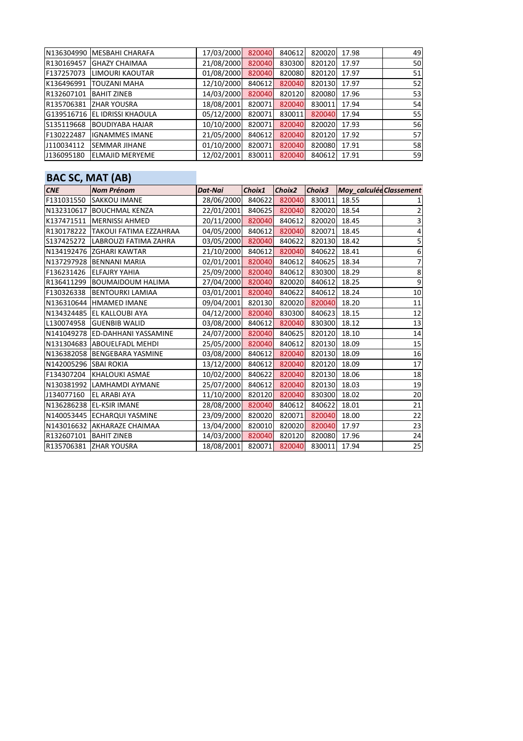| | | | | | | | |
|---|---|---|---|---|---|---|---|
| N136304990 | MESBAHI CHARAFA | 17/03/2000 | 820040 | 840612 | 820020 | 17.98 | 49 |
| R130169457 | GHAZY CHAIMAA | 21/08/2000 | 820040 | 830300 | 820120 | 17.97 | 50 |
| F137257073 | LIMOURI KAOUTAR | 01/08/2000 | 820040 | 820080 | 820120 | 17.97 | 51 |
| K136496991 | TOUZANI MAHA | 12/10/2000 | 840612 | 820040 | 820130 | 17.97 | 52 |
| R132607101 | BAHIT ZINEB | 14/03/2000 | 820040 | 820120 | 820080 | 17.96 | 53 |
| R135706381 | ZHAR YOUSRA | 18/08/2001 | 820071 | 820040 | 830011 | 17.94 | 54 |
| G139516716 | EL IDRISSI KHAOULA | 05/12/2000 | 820071 | 830011 | 820040 | 17.94 | 55 |
| S135119668 | BOUDIYABA HAJAR | 10/10/2000 | 820071 | 820040 | 820020 | 17.93 | 56 |
| F130222487 | IGNAMMES IMANE | 21/05/2000 | 840612 | 820040 | 820120 | 17.92 | 57 |
| J110034112 | SEMMAR JIHANE | 01/10/2000 | 820071 | 820040 | 820080 | 17.91 | 58 |
| J136095180 | ELMAJID MERYEME | 12/02/2001 | 830011 | 820040 | 840612 | 17.91 | 59 |

## BAC SC, MAT (AB)

| *CNE* | *Nom Prénom* | *Dat-Nai* | *Choix1* | *Choix2* | *Choix3* | *Moy_calculée* | *Classement* |
|---|---|---|---|---|---|---|---|
| F131031550 | SAKKOU IMANE | 28/06/2000 | 840622 | 820040 | 830011 | 18.55 | 1 |
| N132310617 | BOUCHMAL KENZA | 22/01/2001 | 840625 | 820040 | 820020 | 18.54 | 2 |
| K137471511 | MERNISSI AHMED | 20/11/2000 | 820040 | 840612 | 820020 | 18.45 | 3 |
| R130178222 | TAKOUI FATIMA EZZAHRAA | 04/05/2000 | 840612 | 820040 | 820071 | 18.45 | 4 |
| S137425272 | LABROUZI FATIMA ZAHRA | 03/05/2000 | 820040 | 840622 | 820130 | 18.42 | 5 |
| N134192476 | ZGHARI KAWTAR | 21/10/2000 | 840612 | 820040 | 840622 | 18.41 | 6 |
| N137297928 | BENNANI MARIA | 02/01/2001 | 820040 | 840612 | 840625 | 18.34 | 7 |
| F136231426 | ELFAJRY YAHIA | 25/09/2000 | 820040 | 840612 | 830300 | 18.29 | 8 |
| R136411299 | BOUMAIDOUM HALIMA | 27/04/2000 | 820040 | 820020 | 840612 | 18.25 | 9 |
| F130326338 | BENTOURKI LAMIAA | 03/01/2001 | 820040 | 840622 | 840612 | 18.24 | 10 |
| N136310644 | HMAMED IMANE | 09/04/2001 | 820130 | 820020 | 820040 | 18.20 | 11 |
| N134324485 | EL KALLOUBI AYA | 04/12/2000 | 820040 | 830300 | 840623 | 18.15 | 12 |
| L130074958 | GUENBIB WALID | 03/08/2000 | 840612 | 820040 | 830300 | 18.12 | 13 |
| N141049278 | ED-DAHHANI YASSAMINE | 24/07/2000 | 820040 | 840625 | 820120 | 18.10 | 14 |
| N131304683 | ABOUELFADL MEHDI | 25/05/2000 | 820040 | 840612 | 820130 | 18.09 | 15 |
| N136382058 | BENGEBARA YASMINE | 03/08/2000 | 840612 | 820040 | 820130 | 18.09 | 16 |
| N142005296 | SBAI ROKIA | 13/12/2000 | 840612 | 820040 | 820120 | 18.09 | 17 |
| F134307204 | KHALOUKI ASMAE | 10/02/2000 | 840622 | 820040 | 820130 | 18.06 | 18 |
| N130381992 | LAMHAMDI AYMANE | 25/07/2000 | 840612 | 820040 | 820130 | 18.03 | 19 |
| J134077160 | EL ARABI AYA | 11/10/2000 | 820120 | 820040 | 830300 | 18.02 | 20 |
| N136286238 | EL-KSIR IMANE | 28/08/2000 | 820040 | 840612 | 840622 | 18.01 | 21 |
| N140053445 | ECHARQUI YASMINE | 23/09/2000 | 820020 | 820071 | 820040 | 18.00 | 22 |
| N143016632 | AKHARAZE CHAIMAA | 13/04/2000 | 820010 | 820020 | 820040 | 17.97 | 23 |
| R132607101 | BAHIT ZINEB | 14/03/2000 | 820040 | 820120 | 820080 | 17.96 | 24 |
| R135706381 | ZHAR YOUSRA | 18/08/2001 | 820071 | 820040 | 830011 | 17.94 | 25 |